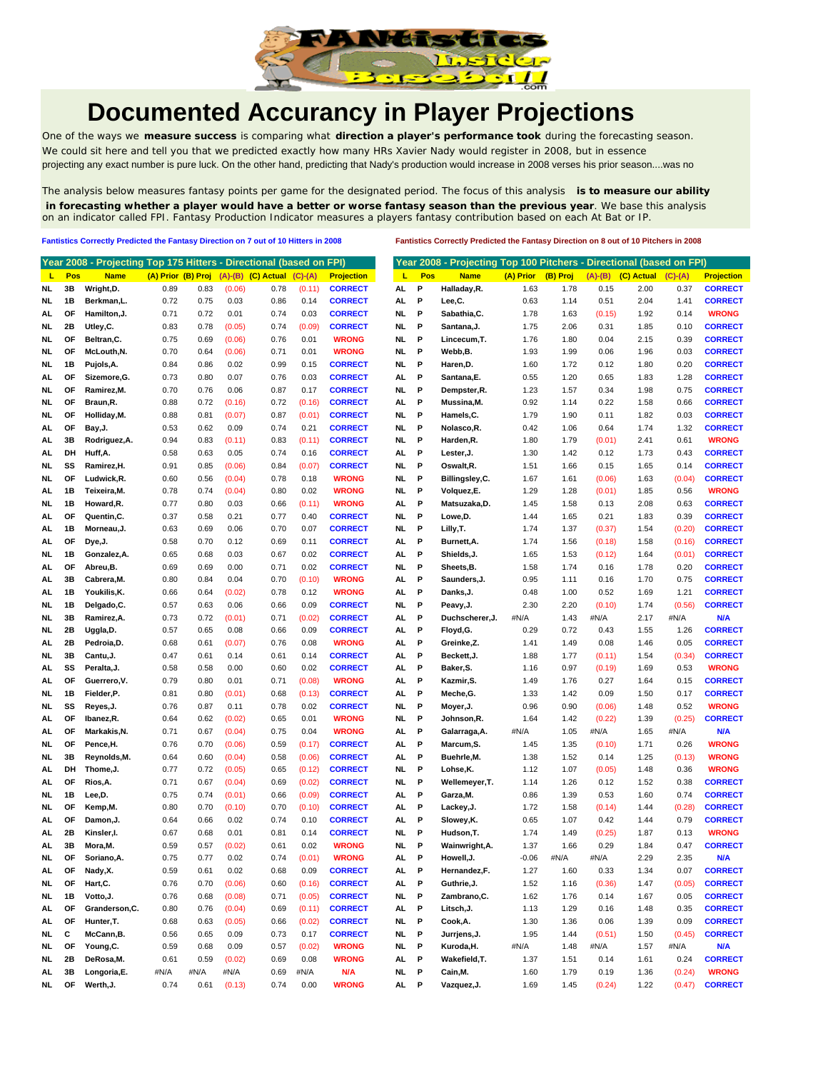# Documented Accurancy in Player Projections

One of the ways we **measure success** is comparing what **direction a player's performance took** during the forecasting season. We could sit here and tell you that we predicted exactly how many HRs Xavier Nady would register in 2008, but in essence projecting any exact number is pure luck. On the other hand, predicting that Nady's production would increase in 2008 verses his prior season....was no

The analysis below measures fantasy points per game for the designated period. The focus of this analysis **is to measure our ability in forecasting whether a player would have a better or worse fantasy season than the previous year**. We base this analysis on an indicator called FPI. Fantasy Production Indicator measures a players fantasy contribution based on each At Bat or IP.

**Fantistics Correctly Predicted the Fantasy Direction on 7 out of 10 Hitters in 2008**

**Fantistics Correctly Predicted the Fantasy Direction on 8 out of 10 Pitchers in 2008**

## Year 2008 - Projecting Top 175 Hitters - Directional (based on FPI)

| L | Pos | Name | (A) Prior | (B) Proj | (A)-(B) | (C) Actual | (C)-(A) | Projection |
|---|---|---|---|---|---|---|---|---|
| NL | 3B | Wright,D. | 0.89 | 0.83 | (0.06) | 0.78 | (0.11) | CORRECT |
| NL | 1B | Berkman,L. | 0.72 | 0.75 | 0.03 | 0.86 | 0.14 | CORRECT |
| AL | OF | Hamilton,J. | 0.71 | 0.72 | 0.01 | 0.74 | 0.03 | CORRECT |
| NL | 2B | Utley,C. | 0.83 | 0.78 | (0.05) | 0.74 | (0.09) | CORRECT |
| NL | OF | Beltran,C. | 0.75 | 0.69 | (0.06) | 0.76 | 0.01 | WRONG |
| NL | OF | McLouth,N. | 0.70 | 0.64 | (0.06) | 0.71 | 0.01 | WRONG |
| NL | 1B | Pujols,A. | 0.84 | 0.86 | 0.02 | 0.99 | 0.15 | CORRECT |
| AL | OF | Sizemore,G. | 0.73 | 0.80 | 0.07 | 0.76 | 0.03 | CORRECT |
| NL | OF | Ramirez,M. | 0.70 | 0.76 | 0.06 | 0.87 | 0.17 | CORRECT |
| NL | OF | Braun,R. | 0.88 | 0.72 | (0.16) | 0.72 | (0.16) | CORRECT |
| NL | OF | Holliday,M. | 0.88 | 0.81 | (0.07) | 0.87 | (0.01) | CORRECT |
| AL | OF | Bay,J. | 0.53 | 0.62 | 0.09 | 0.74 | 0.21 | CORRECT |
| AL | 3B | Rodriguez,A. | 0.94 | 0.83 | (0.11) | 0.83 | (0.11) | CORRECT |
| AL | DH | Huff,A. | 0.58 | 0.63 | 0.05 | 0.74 | 0.16 | CORRECT |
| NL | SS | Ramirez,H. | 0.91 | 0.85 | (0.06) | 0.84 | (0.07) | CORRECT |
| NL | OF | Ludwick,R. | 0.60 | 0.56 | (0.04) | 0.78 | 0.18 | WRONG |
| AL | 1B | Teixeira,M. | 0.78 | 0.74 | (0.04) | 0.80 | 0.02 | WRONG |
| NL | 1B | Howard,R. | 0.77 | 0.80 | 0.03 | 0.66 | (0.11) | WRONG |
| AL | OF | Quentin,C. | 0.37 | 0.58 | 0.21 | 0.77 | 0.40 | CORRECT |
| AL | 1B | Morneau,J. | 0.63 | 0.69 | 0.06 | 0.70 | 0.07 | CORRECT |
| AL | OF | Dye,J. | 0.58 | 0.70 | 0.12 | 0.69 | 0.11 | CORRECT |
| NL | 1B | Gonzalez,A. | 0.65 | 0.68 | 0.03 | 0.67 | 0.02 | CORRECT |
| AL | OF | Abreu,B. | 0.69 | 0.69 | 0.00 | 0.71 | 0.02 | CORRECT |
| AL | 3B | Cabrera,M. | 0.80 | 0.84 | 0.04 | 0.70 | (0.10) | WRONG |
| AL | 1B | Youkilis,K. | 0.66 | 0.64 | (0.02) | 0.78 | 0.12 | WRONG |
| NL | 1B | Delgado,C. | 0.57 | 0.63 | 0.06 | 0.66 | 0.09 | CORRECT |
| NL | 3B | Ramirez,A. | 0.73 | 0.72 | (0.01) | 0.71 | (0.02) | CORRECT |
| NL | 2B | Uggla,D. | 0.57 | 0.65 | 0.08 | 0.66 | 0.09 | CORRECT |
| AL | 2B | Pedroia,D. | 0.68 | 0.61 | (0.07) | 0.76 | 0.08 | WRONG |
| NL | 3B | Cantu,J. | 0.47 | 0.61 | 0.14 | 0.61 | 0.14 | CORRECT |
| AL | SS | Peralta,J. | 0.58 | 0.58 | 0.00 | 0.60 | 0.02 | CORRECT |
| AL | OF | Guerrero,V. | 0.79 | 0.80 | 0.01 | 0.71 | (0.08) | WRONG |
| NL | 1B | Fielder,P. | 0.81 | 0.80 | (0.01) | 0.68 | (0.13) | CORRECT |
| NL | SS | Reyes,J. | 0.76 | 0.87 | 0.11 | 0.78 | 0.02 | CORRECT |
| AL | OF | Ibanez,R. | 0.64 | 0.62 | (0.02) | 0.65 | 0.01 | WRONG |
| AL | OF | Markakis,N. | 0.71 | 0.67 | (0.04) | 0.75 | 0.04 | WRONG |
| NL | OF | Pence,H. | 0.76 | 0.70 | (0.06) | 0.59 | (0.17) | CORRECT |
| NL | 3B | Reynolds,M. | 0.64 | 0.60 | (0.04) | 0.58 | (0.06) | CORRECT |
| AL | DH | Thome,J. | 0.77 | 0.72 | (0.05) | 0.65 | (0.12) | CORRECT |
| AL | OF | Rios,A. | 0.71 | 0.67 | (0.04) | 0.69 | (0.02) | CORRECT |
| NL | 1B | Lee,D. | 0.75 | 0.74 | (0.01) | 0.66 | (0.09) | CORRECT |
| NL | OF | Kemp,M. | 0.80 | 0.70 | (0.10) | 0.70 | (0.10) | CORRECT |
| AL | OF | Damon,J. | 0.64 | 0.66 | 0.02 | 0.74 | 0.10 | CORRECT |
| AL | 2B | Kinsler,I. | 0.67 | 0.68 | 0.01 | 0.81 | 0.14 | CORRECT |
| AL | 3B | Mora,M. | 0.59 | 0.57 | (0.02) | 0.61 | 0.02 | WRONG |
| NL | OF | Soriano,A. | 0.75 | 0.77 | 0.02 | 0.74 | (0.01) | WRONG |
| AL | OF | Nady,X. | 0.59 | 0.61 | 0.02 | 0.68 | 0.09 | CORRECT |
| NL | OF | Hart,C. | 0.76 | 0.70 | (0.06) | 0.60 | (0.16) | CORRECT |
| NL | 1B | Votto,J. | 0.76 | 0.68 | (0.08) | 0.71 | (0.05) | CORRECT |
| AL | OF | Granderson,C. | 0.80 | 0.76 | (0.04) | 0.69 | (0.11) | CORRECT |
| AL | OF | Hunter,T. | 0.68 | 0.63 | (0.05) | 0.66 | (0.02) | CORRECT |
| NL | C | McCann,B. | 0.56 | 0.65 | 0.09 | 0.73 | 0.17 | CORRECT |
| NL | OF | Young,C. | 0.59 | 0.68 | 0.09 | 0.57 | (0.02) | WRONG |
| NL | 2B | DeRosa,M. | 0.61 | 0.59 | (0.02) | 0.69 | 0.08 | WRONG |
| AL | 3B | Longoria,E. | #N/A | #N/A | #N/A | 0.69 | #N/A | N/A |
| NL | OF | Werth,J. | 0.74 | 0.61 | (0.13) | 0.74 | 0.00 | WRONG |

## Year 2008 - Projecting Top 100 Pitchers - Directional (based on FPI)

| L | Pos | Name | (A) Prior | (B) Proj | (A)-(B) | (C) Actual | (C)-(A) | Projection |
|---|---|---|---|---|---|---|---|---|
| AL | P | Halladay,R. | 1.63 | 1.78 | 0.15 | 2.00 | 0.37 | CORRECT |
| AL | P | Lee,C. | 0.63 | 1.14 | 0.51 | 2.04 | 1.41 | CORRECT |
| NL | P | Sabathia,C. | 1.78 | 1.63 | (0.15) | 1.92 | 0.14 | WRONG |
| NL | P | Santana,J. | 1.75 | 2.06 | 0.31 | 1.85 | 0.10 | CORRECT |
| NL | P | Lincecum,T. | 1.76 | 1.80 | 0.04 | 2.15 | 0.39 | CORRECT |
| NL | P | Webb,B. | 1.93 | 1.99 | 0.06 | 1.96 | 0.03 | CORRECT |
| NL | P | Haren,D. | 1.60 | 1.72 | 0.12 | 1.80 | 0.20 | CORRECT |
| AL | P | Santana,E. | 0.55 | 1.20 | 0.65 | 1.83 | 1.28 | CORRECT |
| NL | P | Dempster,R. | 1.23 | 1.57 | 0.34 | 1.98 | 0.75 | CORRECT |
| AL | P | Mussina,M. | 0.92 | 1.14 | 0.22 | 1.58 | 0.66 | CORRECT |
| NL | P | Hamels,C. | 1.79 | 1.90 | 0.11 | 1.82 | 0.03 | CORRECT |
| NL | P | Nolasco,R. | 0.42 | 1.06 | 0.64 | 1.74 | 1.32 | CORRECT |
| NL | P | Harden,R. | 1.80 | 1.79 | (0.01) | 2.41 | 0.61 | WRONG |
| AL | P | Lester,J. | 1.30 | 1.42 | 0.12 | 1.73 | 0.43 | CORRECT |
| NL | P | Oswalt,R. | 1.51 | 1.66 | 0.15 | 1.65 | 0.14 | CORRECT |
| NL | P | Billingsley,C. | 1.67 | 1.61 | (0.06) | 1.63 | (0.04) | CORRECT |
| NL | P | Volquez,E. | 1.29 | 1.28 | (0.01) | 1.85 | 0.56 | WRONG |
| AL | P | Matsuzaka,D. | 1.45 | 1.58 | 0.13 | 2.08 | 0.63 | CORRECT |
| NL | P | Lowe,D. | 1.44 | 1.65 | 0.21 | 1.83 | 0.39 | CORRECT |
| NL | P | Lilly,T. | 1.74 | 1.37 | (0.37) | 1.54 | (0.20) | CORRECT |
| AL | P | Burnett,A. | 1.74 | 1.56 | (0.18) | 1.58 | (0.16) | CORRECT |
| AL | P | Shields,J. | 1.65 | 1.53 | (0.12) | 1.64 | (0.01) | CORRECT |
| NL | P | Sheets,B. | 1.58 | 1.74 | 0.16 | 1.78 | 0.20 | CORRECT |
| AL | P | Saunders,J. | 0.95 | 1.11 | 0.16 | 1.70 | 0.75 | CORRECT |
| AL | P | Danks,J. | 0.48 | 1.00 | 0.52 | 1.69 | 1.21 | CORRECT |
| NL | P | Peavy,J. | 2.30 | 2.20 | (0.10) | 1.74 | (0.56) | CORRECT |
| AL | P | Duchscherer,J. | #N/A | 1.43 | #N/A | 2.17 | #N/A | N/A |
| AL | P | Floyd,G. | 0.29 | 0.72 | 0.43 | 1.55 | 1.26 | CORRECT |
| AL | P | Greinke,Z. | 1.41 | 1.49 | 0.08 | 1.46 | 0.05 | CORRECT |
| AL | P | Beckett,J. | 1.88 | 1.77 | (0.11) | 1.54 | (0.34) | CORRECT |
| AL | P | Baker,S. | 1.16 | 0.97 | (0.19) | 1.69 | 0.53 | WRONG |
| AL | P | Kazmir,S. | 1.49 | 1.76 | 0.27 | 1.64 | 0.15 | CORRECT |
| AL | P | Meche,G. | 1.33 | 1.42 | 0.09 | 1.50 | 0.17 | CORRECT |
| NL | P | Moyer,J. | 0.96 | 0.90 | (0.06) | 1.48 | 0.52 | WRONG |
| NL | P | Johnson,R. | 1.64 | 1.42 | (0.22) | 1.39 | (0.25) | CORRECT |
| AL | P | Galarraga,A. | #N/A | 1.05 | #N/A | 1.65 | #N/A | N/A |
| AL | P | Marcum,S. | 1.45 | 1.35 | (0.10) | 1.71 | 0.26 | WRONG |
| AL | P | Buehrle,M. | 1.38 | 1.52 | 0.14 | 1.25 | (0.13) | WRONG |
| NL | P | Lohse,K. | 1.12 | 1.07 | (0.05) | 1.48 | 0.36 | WRONG |
| NL | P | Wellemeyer,T. | 1.14 | 1.26 | 0.12 | 1.52 | 0.38 | CORRECT |
| AL | P | Garza,M. | 0.86 | 1.39 | 0.53 | 1.60 | 0.74 | CORRECT |
| AL | P | Lackey,J. | 1.72 | 1.58 | (0.14) | 1.44 | (0.28) | CORRECT |
| AL | P | Slowey,K. | 0.65 | 1.07 | 0.42 | 1.44 | 0.79 | CORRECT |
| NL | P | Hudson,T. | 1.74 | 1.49 | (0.25) | 1.87 | 0.13 | WRONG |
| NL | P | Wainwright,A. | 1.37 | 1.66 | 0.29 | 1.84 | 0.47 | CORRECT |
| AL | P | Howell,J. | -0.06 | #N/A | #N/A | 2.29 | 2.35 | N/A |
| AL | P | Hernandez,F. | 1.27 | 1.60 | 0.33 | 1.34 | 0.07 | CORRECT |
| AL | P | Guthrie,J. | 1.52 | 1.16 | (0.36) | 1.47 | (0.05) | CORRECT |
| NL | P | Zambrano,C. | 1.62 | 1.76 | 0.14 | 1.67 | 0.05 | CORRECT |
| AL | P | Litsch,J. | 1.13 | 1.29 | 0.16 | 1.48 | 0.35 | CORRECT |
| NL | P | Cook,A. | 1.30 | 1.36 | 0.06 | 1.39 | 0.09 | CORRECT |
| NL | P | Jurrjens,J. | 1.95 | 1.44 | (0.51) | 1.50 | (0.45) | CORRECT |
| NL | P | Kuroda,H. | #N/A | 1.48 | #N/A | 1.57 | #N/A | N/A |
| AL | P | Wakefield,T. | 1.37 | 1.51 | 0.14 | 1.61 | 0.24 | CORRECT |
| NL | P | Cain,M. | 1.60 | 1.79 | 0.19 | 1.36 | (0.24) | WRONG |
| AL | P | Vazquez,J. | 1.69 | 1.45 | (0.24) | 1.22 | (0.47) | CORRECT |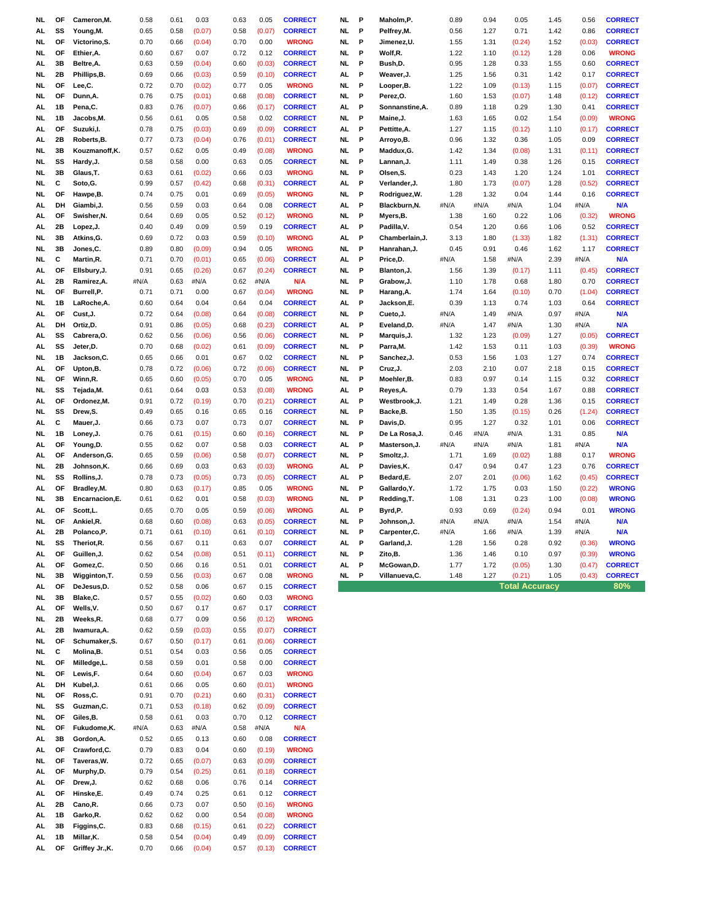| NL | OF | Cameron,M. | 0.58 | 0.61 | 0.03 | 0.63 | 0.05 | CORRECT |
|---|---|---|---|---|---|---|---|---|
| AL | SS | Young,M. | 0.65 | 0.58 | (0.07) | 0.58 | (0.07) | CORRECT |
| NL | OF | Victorino,S. | 0.70 | 0.66 | (0.04) | 0.70 | 0.00 | WRONG |
| NL | OF | Ethier,A. | 0.60 | 0.67 | 0.07 | 0.72 | 0.12 | CORRECT |
| AL | 3B | Beltre,A. | 0.63 | 0.59 | (0.04) | 0.60 | (0.03) | CORRECT |
| NL | 2B | Phillips,B. | 0.69 | 0.66 | (0.03) | 0.59 | (0.10) | CORRECT |
| NL | OF | Lee,C. | 0.72 | 0.70 | (0.02) | 0.77 | 0.05 | WRONG |
| NL | OF | Dunn,A. | 0.76 | 0.75 | (0.01) | 0.68 | (0.08) | CORRECT |
| AL | 1B | Pena,C. | 0.83 | 0.76 | (0.07) | 0.66 | (0.17) | CORRECT |
| NL | 1B | Jacobs,M. | 0.56 | 0.61 | 0.05 | 0.58 | 0.02 | CORRECT |
| AL | OF | Suzuki,I. | 0.78 | 0.75 | (0.03) | 0.69 | (0.09) | CORRECT |
| AL | 2B | Roberts,B. | 0.77 | 0.73 | (0.04) | 0.76 | (0.01) | CORRECT |
| NL | 3B | Kouzmanoff,K. | 0.57 | 0.62 | 0.05 | 0.49 | (0.08) | WRONG |
| NL | SS | Hardy,J. | 0.58 | 0.58 | 0.00 | 0.63 | 0.05 | CORRECT |
| NL | 3B | Glaus,T. | 0.63 | 0.61 | (0.02) | 0.66 | 0.03 | WRONG |
| NL | C | Soto,G. | 0.99 | 0.57 | (0.42) | 0.68 | (0.31) | CORRECT |
| NL | OF | Hawpe,B. | 0.74 | 0.75 | 0.01 | 0.69 | (0.05) | WRONG |
| AL | DH | Giambi,J. | 0.56 | 0.59 | 0.03 | 0.64 | 0.08 | CORRECT |
| AL | OF | Swisher,N. | 0.64 | 0.69 | 0.05 | 0.52 | (0.12) | WRONG |
| AL | 2B | Lopez,J. | 0.40 | 0.49 | 0.09 | 0.59 | 0.19 | CORRECT |
| NL | 3B | Atkins,G. | 0.69 | 0.72 | 0.03 | 0.59 | (0.10) | WRONG |
| NL | 3B | Jones,C. | 0.89 | 0.80 | (0.09) | 0.94 | 0.05 | WRONG |
| NL | C | Martin,R. | 0.71 | 0.70 | (0.01) | 0.65 | (0.06) | CORRECT |
| AL | OF | Ellsbury,J. | 0.91 | 0.65 | (0.26) | 0.67 | (0.24) | CORRECT |
| AL | 2B | Ramirez,A. | #N/A | 0.63 | #N/A | 0.62 | #N/A | N/A |
| NL | OF | Burrell,P. | 0.71 | 0.71 | 0.00 | 0.67 | (0.04) | WRONG |
| NL | 1B | LaRoche,A. | 0.60 | 0.64 | 0.04 | 0.64 | 0.04 | CORRECT |
| AL | OF | Cust,J. | 0.72 | 0.64 | (0.08) | 0.64 | (0.08) | CORRECT |
| AL | DH | Ortiz,D. | 0.91 | 0.86 | (0.05) | 0.68 | (0.23) | CORRECT |
| AL | SS | Cabrera,O. | 0.62 | 0.56 | (0.06) | 0.56 | (0.06) | CORRECT |
| AL | SS | Jeter,D. | 0.70 | 0.68 | (0.02) | 0.61 | (0.09) | CORRECT |
| NL | 1B | Jackson,C. | 0.65 | 0.66 | 0.01 | 0.67 | 0.02 | CORRECT |
| AL | OF | Upton,B. | 0.78 | 0.72 | (0.06) | 0.72 | (0.06) | CORRECT |
| NL | OF | Winn,R. | 0.65 | 0.60 | (0.05) | 0.70 | 0.05 | WRONG |
| NL | SS | Tejada,M. | 0.61 | 0.64 | 0.03 | 0.53 | (0.08) | WRONG |
| AL | OF | Ordonez,M. | 0.91 | 0.72 | (0.19) | 0.70 | (0.21) | CORRECT |
| NL | SS | Drew,S. | 0.49 | 0.65 | 0.16 | 0.65 | 0.16 | CORRECT |
| AL | C | Mauer,J. | 0.66 | 0.73 | 0.07 | 0.73 | 0.07 | CORRECT |
| NL | 1B | Loney,J. | 0.76 | 0.61 | (0.15) | 0.60 | (0.16) | CORRECT |
| AL | OF | Young,D. | 0.55 | 0.62 | 0.07 | 0.58 | 0.03 | CORRECT |
| AL | OF | Anderson,G. | 0.65 | 0.59 | (0.06) | 0.58 | (0.07) | CORRECT |
| NL | 2B | Johnson,K. | 0.66 | 0.69 | 0.03 | 0.63 | (0.03) | WRONG |
| NL | SS | Rollins,J. | 0.78 | 0.73 | (0.05) | 0.73 | (0.05) | CORRECT |
| AL | OF | Bradley,M. | 0.80 | 0.63 | (0.17) | 0.85 | 0.05 | WRONG |
| NL | 3B | Encarnacion,E. | 0.61 | 0.62 | 0.01 | 0.58 | (0.03) | WRONG |
| AL | OF | Scott,L. | 0.65 | 0.70 | 0.05 | 0.59 | (0.06) | WRONG |
| NL | OF | Ankiel,R. | 0.68 | 0.60 | (0.08) | 0.63 | (0.05) | CORRECT |
| AL | 2B | Polanco,P. | 0.71 | 0.61 | (0.10) | 0.61 | (0.10) | CORRECT |
| NL | SS | Theriot,R. | 0.56 | 0.67 | 0.11 | 0.63 | 0.07 | CORRECT |
| AL | OF | Guillen,J. | 0.62 | 0.54 | (0.08) | 0.51 | (0.11) | CORRECT |
| AL | OF | Gomez,C. | 0.50 | 0.66 | 0.16 | 0.51 | 0.01 | CORRECT |
| NL | 3B | Wigginton,T. | 0.59 | 0.56 | (0.03) | 0.67 | 0.08 | WRONG |
| AL | OF | DeJesus,D. | 0.52 | 0.58 | 0.06 | 0.67 | 0.15 | CORRECT |
| NL | 3B | Blake,C. | 0.57 | 0.55 | (0.02) | 0.60 | 0.03 | WRONG |
| AL | OF | Wells,V. | 0.50 | 0.67 | 0.17 | 0.67 | 0.17 | CORRECT |
| NL | 2B | Weeks,R. | 0.68 | 0.77 | 0.09 | 0.56 | (0.12) | WRONG |
| AL | 2B | Iwamura,A. | 0.62 | 0.59 | (0.03) | 0.55 | (0.07) | CORRECT |
| NL | OF | Schumaker,S. | 0.67 | 0.50 | (0.17) | 0.61 | (0.06) | CORRECT |
| NL | C | Molina,B. | 0.51 | 0.54 | 0.03 | 0.56 | 0.05 | CORRECT |
| NL | OF | Milledge,L. | 0.58 | 0.59 | 0.01 | 0.58 | 0.00 | CORRECT |
| NL | OF | Lewis,F. | 0.64 | 0.60 | (0.04) | 0.67 | 0.03 | WRONG |
| AL | DH | Kubel,J. | 0.61 | 0.66 | 0.05 | 0.60 | (0.01) | WRONG |
| NL | OF | Ross,C. | 0.91 | 0.70 | (0.21) | 0.60 | (0.31) | CORRECT |
| NL | SS | Guzman,C. | 0.71 | 0.53 | (0.18) | 0.62 | (0.09) | CORRECT |
| NL | OF | Giles,B. | 0.58 | 0.61 | 0.03 | 0.70 | 0.12 | CORRECT |
| NL | OF | Fukudome,K. | #N/A | 0.63 | #N/A | 0.58 | #N/A | N/A |
| AL | 3B | Gordon,A. | 0.52 | 0.65 | 0.13 | 0.60 | 0.08 | CORRECT |
| AL | OF | Crawford,C. | 0.79 | 0.83 | 0.04 | 0.60 | (0.19) | WRONG |
| NL | OF | Taveras,W. | 0.72 | 0.65 | (0.07) | 0.63 | (0.09) | CORRECT |
| AL | OF | Murphy,D. | 0.79 | 0.54 | (0.25) | 0.61 | (0.18) | CORRECT |
| AL | OF | Drew,J. | 0.62 | 0.68 | 0.06 | 0.76 | 0.14 | CORRECT |
| AL | OF | Hinske,E. | 0.49 | 0.74 | 0.25 | 0.61 | 0.12 | CORRECT |
| AL | 2B | Cano,R. | 0.66 | 0.73 | 0.07 | 0.50 | (0.16) | WRONG |
| AL | 1B | Garko,R. | 0.62 | 0.62 | 0.00 | 0.54 | (0.08) | WRONG |
| AL | 3B | Figgins,C. | 0.83 | 0.68 | (0.15) | 0.61 | (0.22) | CORRECT |
| AL | 1B | Millar,K. | 0.58 | 0.54 | (0.04) | 0.49 | (0.09) | CORRECT |
| AL | OF | Griffey Jr.,K. | 0.70 | 0.66 | (0.04) | 0.57 | (0.13) | CORRECT |

| NL | P | Maholm,P. | 0.89 | 0.94 | 0.05 | 1.45 | 0.56 | CORRECT |
|---|---|---|---|---|---|---|---|---|
| NL | P | Pelfrey,M. | 0.56 | 1.27 | 0.71 | 1.42 | 0.86 | CORRECT |
| NL | P | Jimenez,U. | 1.55 | 1.31 | (0.24) | 1.52 | (0.03) | CORRECT |
| NL | P | Wolf,R. | 1.22 | 1.10 | (0.12) | 1.28 | 0.06 | WRONG |
| NL | P | Bush,D. | 0.95 | 1.28 | 0.33 | 1.55 | 0.60 | CORRECT |
| AL | P | Weaver,J. | 1.25 | 1.56 | 0.31 | 1.42 | 0.17 | CORRECT |
| NL | P | Looper,B. | 1.22 | 1.09 | (0.13) | 1.15 | (0.07) | CORRECT |
| NL | P | Perez,O. | 1.60 | 1.53 | (0.07) | 1.48 | (0.12) | CORRECT |
| AL | P | Sonnanstine,A. | 0.89 | 1.18 | 0.29 | 1.30 | 0.41 | CORRECT |
| NL | P | Maine,J. | 1.63 | 1.65 | 0.02 | 1.54 | (0.09) | WRONG |
| AL | P | Pettitte,A. | 1.27 | 1.15 | (0.12) | 1.10 | (0.17) | CORRECT |
| NL | P | Arroyo,B. | 0.96 | 1.32 | 0.36 | 1.05 | 0.09 | CORRECT |
| NL | P | Maddux,G. | 1.42 | 1.34 | (0.08) | 1.31 | (0.11) | CORRECT |
| NL | P | Lannan,J. | 1.11 | 1.49 | 0.38 | 1.26 | 0.15 | CORRECT |
| NL | P | Olsen,S. | 0.23 | 1.43 | 1.20 | 1.24 | 1.01 | CORRECT |
| AL | P | Verlander,J. | 1.80 | 1.73 | (0.07) | 1.28 | (0.52) | CORRECT |
| NL | P | Rodriguez,W. | 1.28 | 1.32 | 0.04 | 1.44 | 0.16 | CORRECT |
| AL | P | Blackburn,N. | #N/A | #N/A | #N/A | 1.04 | #N/A | N/A |
| NL | P | Myers,B. | 1.38 | 1.60 | 0.22 | 1.06 | (0.32) | WRONG |
| AL | P | Padilla,V. | 0.54 | 1.20 | 0.66 | 1.06 | 0.52 | CORRECT |
| AL | P | Chamberlain,J. | 3.13 | 1.80 | (1.33) | 1.82 | (1.31) | CORRECT |
| NL | P | Hanrahan,J. | 0.45 | 0.91 | 0.46 | 1.62 | 1.17 | CORRECT |
| AL | P | Price,D. | #N/A | 1.58 | #N/A | 2.39 | #N/A | N/A |
| NL | P | Blanton,J. | 1.56 | 1.39 | (0.17) | 1.11 | (0.45) | CORRECT |
| NL | P | Grabow,J. | 1.10 | 1.78 | 0.68 | 1.80 | 0.70 | CORRECT |
| NL | P | Harang,A. | 1.74 | 1.64 | (0.10) | 0.70 | (1.04) | CORRECT |
| AL | P | Jackson,E. | 0.39 | 1.13 | 0.74 | 1.03 | 0.64 | CORRECT |
| NL | P | Cueto,J. | #N/A | 1.49 | #N/A | 0.97 | #N/A | N/A |
| AL | P | Eveland,D. | #N/A | 1.47 | #N/A | 1.30 | #N/A | N/A |
| NL | P | Marquis,J. | 1.32 | 1.23 | (0.09) | 1.27 | (0.05) | CORRECT |
| NL | P | Parra,M. | 1.42 | 1.53 | 0.11 | 1.03 | (0.39) | WRONG |
| NL | P | Sanchez,J. | 0.53 | 1.56 | 1.03 | 1.27 | 0.74 | CORRECT |
| NL | P | Cruz,J. | 2.03 | 2.10 | 0.07 | 2.18 | 0.15 | CORRECT |
| NL | P | Moehler,B. | 0.83 | 0.97 | 0.14 | 1.15 | 0.32 | CORRECT |
| AL | P | Reyes,A. | 0.79 | 1.33 | 0.54 | 1.67 | 0.88 | CORRECT |
| AL | P | Westbrook,J. | 1.21 | 1.49 | 0.28 | 1.36 | 0.15 | CORRECT |
| NL | P | Backe,B. | 1.50 | 1.35 | (0.15) | 0.26 | (1.24) | CORRECT |
| NL | P | Davis,D. | 0.95 | 1.27 | 0.32 | 1.01 | 0.06 | CORRECT |
| NL | P | De La Rosa,J. | 0.46 | #N/A | #N/A | 1.31 | 0.85 | N/A |
| AL | P | Masterson,J. | #N/A | #N/A | #N/A | 1.81 | #N/A | N/A |
| NL | P | Smoltz,J. | 1.71 | 1.69 | (0.02) | 1.88 | 0.17 | WRONG |
| AL | P | Davies,K. | 0.47 | 0.94 | 0.47 | 1.23 | 0.76 | CORRECT |
| AL | P | Bedard,E. | 2.07 | 2.01 | (0.06) | 1.62 | (0.45) | CORRECT |
| NL | P | Gallardo,Y. | 1.72 | 1.75 | 0.03 | 1.50 | (0.22) | WRONG |
| NL | P | Redding,T. | 1.08 | 1.31 | 0.23 | 1.00 | (0.08) | WRONG |
| AL | P | Byrd,P. | 0.93 | 0.69 | (0.24) | 0.94 | 0.01 | WRONG |
| NL | P | Johnson,J. | #N/A | #N/A | #N/A | 1.54 | #N/A | N/A |
| NL | P | Carpenter,C. | #N/A | 1.66 | #N/A | 1.39 | #N/A | N/A |
| AL | P | Garland,J. | 1.28 | 1.56 | 0.28 | 0.92 | (0.36) | WRONG |
| NL | P | Zito,B. | 1.36 | 1.46 | 0.10 | 0.97 | (0.39) | WRONG |
| AL | P | McGowan,D. | 1.77 | 1.72 | (0.05) | 1.30 | (0.47) | CORRECT |
| NL | P | Villanueva,C. | 1.48 | 1.27 | (0.21) | 1.05 | (0.43) | CORRECT |
| | | | | | Total Accuracy | | | 80% |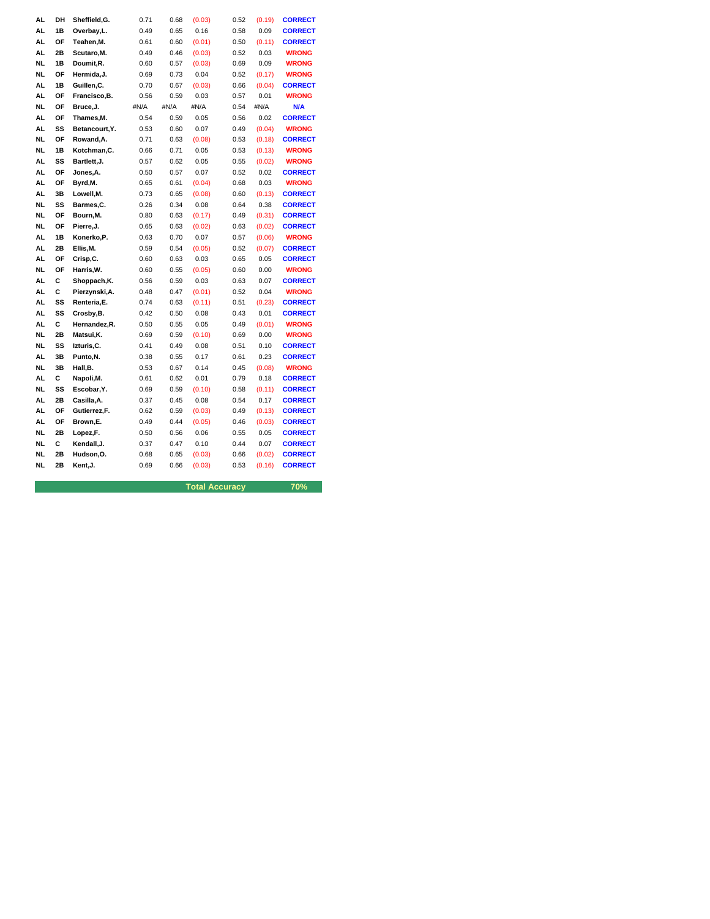| | | | | | | | | |
|---|---|---|---|---|---|---|---|---|
| AL | DH | Sheffield,G. | 0.71 | 0.68 | (0.03) | 0.52 | (0.19) | CORRECT |
| AL | 1B | Overbay,L. | 0.49 | 0.65 | 0.16 | 0.58 | 0.09 | CORRECT |
| AL | OF | Teahen,M. | 0.61 | 0.60 | (0.01) | 0.50 | (0.11) | CORRECT |
| AL | 2B | Scutaro,M. | 0.49 | 0.46 | (0.03) | 0.52 | 0.03 | WRONG |
| NL | 1B | Doumit,R. | 0.60 | 0.57 | (0.03) | 0.69 | 0.09 | WRONG |
| NL | OF | Hermida,J. | 0.69 | 0.73 | 0.04 | 0.52 | (0.17) | WRONG |
| AL | 1B | Guillen,C. | 0.70 | 0.67 | (0.03) | 0.66 | (0.04) | CORRECT |
| AL | OF | Francisco,B. | 0.56 | 0.59 | 0.03 | 0.57 | 0.01 | WRONG |
| NL | OF | Bruce,J. | #N/A | #N/A | #N/A | 0.54 | #N/A | N/A |
| AL | OF | Thames,M. | 0.54 | 0.59 | 0.05 | 0.56 | 0.02 | CORRECT |
| AL | SS | Betancourt,Y. | 0.53 | 0.60 | 0.07 | 0.49 | (0.04) | WRONG |
| NL | OF | Rowand,A. | 0.71 | 0.63 | (0.08) | 0.53 | (0.18) | CORRECT |
| NL | 1B | Kotchman,C. | 0.66 | 0.71 | 0.05 | 0.53 | (0.13) | WRONG |
| AL | SS | Bartlett,J. | 0.57 | 0.62 | 0.05 | 0.55 | (0.02) | WRONG |
| AL | OF | Jones,A. | 0.50 | 0.57 | 0.07 | 0.52 | 0.02 | CORRECT |
| AL | OF | Byrd,M. | 0.65 | 0.61 | (0.04) | 0.68 | 0.03 | WRONG |
| AL | 3B | Lowell,M. | 0.73 | 0.65 | (0.08) | 0.60 | (0.13) | CORRECT |
| NL | SS | Barmes,C. | 0.26 | 0.34 | 0.08 | 0.64 | 0.38 | CORRECT |
| NL | OF | Bourn,M. | 0.80 | 0.63 | (0.17) | 0.49 | (0.31) | CORRECT |
| NL | OF | Pierre,J. | 0.65 | 0.63 | (0.02) | 0.63 | (0.02) | CORRECT |
| AL | 1B | Konerko,P. | 0.63 | 0.70 | 0.07 | 0.57 | (0.06) | WRONG |
| AL | 2B | Ellis,M. | 0.59 | 0.54 | (0.05) | 0.52 | (0.07) | CORRECT |
| AL | OF | Crisp,C. | 0.60 | 0.63 | 0.03 | 0.65 | 0.05 | CORRECT |
| NL | OF | Harris,W. | 0.60 | 0.55 | (0.05) | 0.60 | 0.00 | WRONG |
| AL | C | Shoppach,K. | 0.56 | 0.59 | 0.03 | 0.63 | 0.07 | CORRECT |
| AL | C | Pierzynski,A. | 0.48 | 0.47 | (0.01) | 0.52 | 0.04 | WRONG |
| AL | SS | Renteria,E. | 0.74 | 0.63 | (0.11) | 0.51 | (0.23) | CORRECT |
| AL | SS | Crosby,B. | 0.42 | 0.50 | 0.08 | 0.43 | 0.01 | CORRECT |
| AL | C | Hernandez,R. | 0.50 | 0.55 | 0.05 | 0.49 | (0.01) | WRONG |
| NL | 2B | Matsui,K. | 0.69 | 0.59 | (0.10) | 0.69 | 0.00 | WRONG |
| NL | SS | Izturis,C. | 0.41 | 0.49 | 0.08 | 0.51 | 0.10 | CORRECT |
| AL | 3B | Punto,N. | 0.38 | 0.55 | 0.17 | 0.61 | 0.23 | CORRECT |
| NL | 3B | Hall,B. | 0.53 | 0.67 | 0.14 | 0.45 | (0.08) | WRONG |
| AL | C | Napoli,M. | 0.61 | 0.62 | 0.01 | 0.79 | 0.18 | CORRECT |
| NL | SS | Escobar,Y. | 0.69 | 0.59 | (0.10) | 0.58 | (0.11) | CORRECT |
| AL | 2B | Casilla,A. | 0.37 | 0.45 | 0.08 | 0.54 | 0.17 | CORRECT |
| AL | OF | Gutierrez,F. | 0.62 | 0.59 | (0.03) | 0.49 | (0.13) | CORRECT |
| AL | OF | Brown,E. | 0.49 | 0.44 | (0.05) | 0.46 | (0.03) | CORRECT |
| NL | 2B | Lopez,F. | 0.50 | 0.56 | 0.06 | 0.55 | 0.05 | CORRECT |
| NL | C | Kendall,J. | 0.37 | 0.47 | 0.10 | 0.44 | 0.07 | CORRECT |
| NL | 2B | Hudson,O. | 0.68 | 0.65 | (0.03) | 0.66 | (0.02) | CORRECT |
| NL | 2B | Kent,J. | 0.69 | 0.66 | (0.03) | 0.53 | (0.16) | CORRECT |
| | | | | | | Total Accuracy | | 70% |